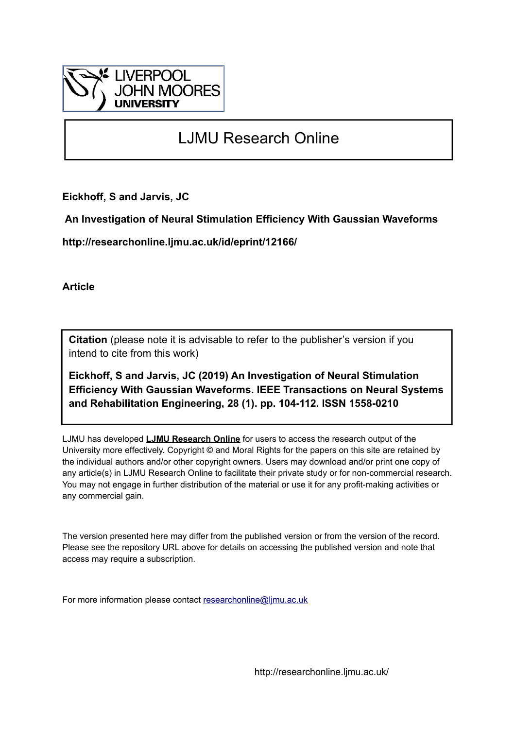LIVERPOOL
JOHN MOORES
UNIVERSITY

# LJMU Research Online

**Eickhoff, S and Jarvis, JC**

**An Investigation of Neural Stimulation Efficiency With Gaussian Waveforms**

**http://researchonline.ljmu.ac.uk/id/eprint/12166/**

**Article**

**Citation** (please note it is advisable to refer to the publisher's version if you intend to cite from this work)

**Eickhoff, S and Jarvis, JC (2019) An Investigation of Neural Stimulation Efficiency With Gaussian Waveforms. IEEE Transactions on Neural Systems and Rehabilitation Engineering, 28 (1). pp. 104-112. ISSN 1558-0210**

LJMU has developed **LJMU Research Online** for users to access the research output of the University more effectively. Copyright © and Moral Rights for the papers on this site are retained by the individual authors and/or other copyright owners. Users may download and/or print one copy of any article(s) in LJMU Research Online to facilitate their private study or for non-commercial research. You may not engage in further distribution of the material or use it for any profit-making activities or any commercial gain.

The version presented here may differ from the published version or from the version of the record. Please see the repository URL above for details on accessing the published version and note that access may require a subscription.

For more information please contact researchonline@ljmu.ac.uk

http://researchonline.ljmu.ac.uk/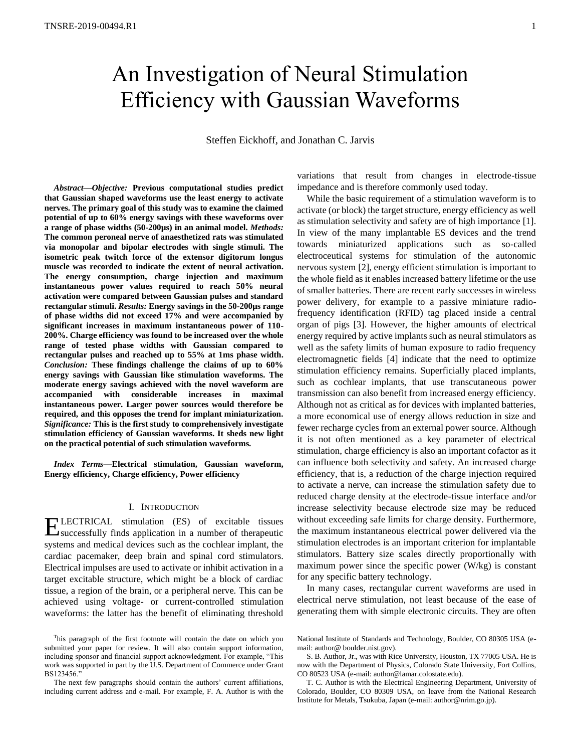# An Investigation of Neural Stimulation Efficiency with Gaussian Waveforms

Steffen Eickhoff, and Jonathan C. Jarvis

***Abstract*—*Objective:* Previous computational studies predict that Gaussian shaped waveforms use the least energy to activate nerves. The primary goal of this study was to examine the claimed potential of up to 60% energy savings with these waveforms over a range of phase widths (50-200µs) in an animal model. *Methods:* The common peroneal nerve of anaesthetized rats was stimulated via monopolar and bipolar electrodes with single stimuli. The isometric peak twitch force of the extensor digitorum longus muscle was recorded to indicate the extent of neural activation. The energy consumption, charge injection and maximum instantaneous power values required to reach 50% neural activation were compared between Gaussian pulses and standard rectangular stimuli. *Results:* Energy savings in the 50-200µs range of phase widths did not exceed 17% and were accompanied by significant increases in maximum instantaneous power of 110-200%. Charge efficiency was found to be increased over the whole range of tested phase widths with Gaussian compared to rectangular pulses and reached up to 55% at 1ms phase width. *Conclusion:* These findings challenge the claims of up to 60% energy savings with Gaussian like stimulation waveforms. The moderate energy savings achieved with the novel waveform are accompanied with considerable increases in maximal instantaneous power. Larger power sources would therefore be required, and this opposes the trend for implant miniaturization. *Significance:* This is the first study to comprehensively investigate stimulation efficiency of Gaussian waveforms. It sheds new light on the practical potential of such stimulation waveforms.**

***Index Terms*—Electrical stimulation, Gaussian waveform, Energy efficiency, Charge efficiency, Power efficiency**

## I. Introduction

ELECTRICAL stimulation (ES) of excitable tissues successfully finds application in a number of therapeutic systems and medical devices such as the cochlear implant, the cardiac pacemaker, deep brain and spinal cord stimulators. Electrical impulses are used to activate or inhibit activation in a target excitable structure, which might be a block of cardiac tissue, a region of the brain, or a peripheral nerve. This can be achieved using voltage- or current-controlled stimulation waveforms: the latter has the benefit of eliminating threshold variations that result from changes in electrode-tissue impedance and is therefore commonly used today.

While the basic requirement of a stimulation waveform is to activate (or block) the target structure, energy efficiency as well as stimulation selectivity and safety are of high importance [1]. In view of the many implantable ES devices and the trend towards miniaturized applications such as so-called electroceutical systems for stimulation of the autonomic nervous system [2], energy efficient stimulation is important to the whole field as it enables increased battery lifetime or the use of smaller batteries. There are recent early successes in wireless power delivery, for example to a passive miniature radio-frequency identification (RFID) tag placed inside a central organ of pigs [3]. However, the higher amounts of electrical energy required by active implants such as neural stimulators as well as the safety limits of human exposure to radio frequency electromagnetic fields [4] indicate that the need to optimize stimulation efficiency remains. Superficially placed implants, such as cochlear implants, that use transcutaneous power transmission can also benefit from increased energy efficiency. Although not as critical as for devices with implanted batteries, a more economical use of energy allows reduction in size and fewer recharge cycles from an external power source. Although it is not often mentioned as a key parameter of electrical stimulation, charge efficiency is also an important cofactor as it can influence both selectivity and safety. An increased charge efficiency, that is, a reduction of the charge injection required to activate a nerve, can increase the stimulation safety due to reduced charge density at the electrode-tissue interface and/or increase selectivity because electrode size may be reduced without exceeding safe limits for charge density. Furthermore, the maximum instantaneous electrical power delivered via the stimulation electrodes is an important criterion for implantable stimulators. Battery size scales directly proportionally with maximum power since the specific power (W/kg) is constant for any specific battery technology.

In many cases, rectangular current waveforms are used in electrical nerve stimulation, not least because of the ease of generating them with simple electronic circuits. They are often

This paragraph of the first footnote will contain the date on which you submitted your paper for review. It will also contain support information, including sponsor and financial support acknowledgment. For example, "This work was supported in part by the U.S. Department of Commerce under Grant BS123456."

The next few paragraphs should contain the authors' current affiliations, including current address and e-mail. For example, F. A. Author is with the National Institute of Standards and Technology, Boulder, CO 80305 USA (e-mail: author@ boulder.nist.gov).

S. B. Author, Jr., was with Rice University, Houston, TX 77005 USA. He is now with the Department of Physics, Colorado State University, Fort Collins, CO 80523 USA (e-mail: author@lamar.colostate.edu).

T. C. Author is with the Electrical Engineering Department, University of Colorado, Boulder, CO 80309 USA, on leave from the National Research Institute for Metals, Tsukuba, Japan (e-mail: author@nrim.go.jp).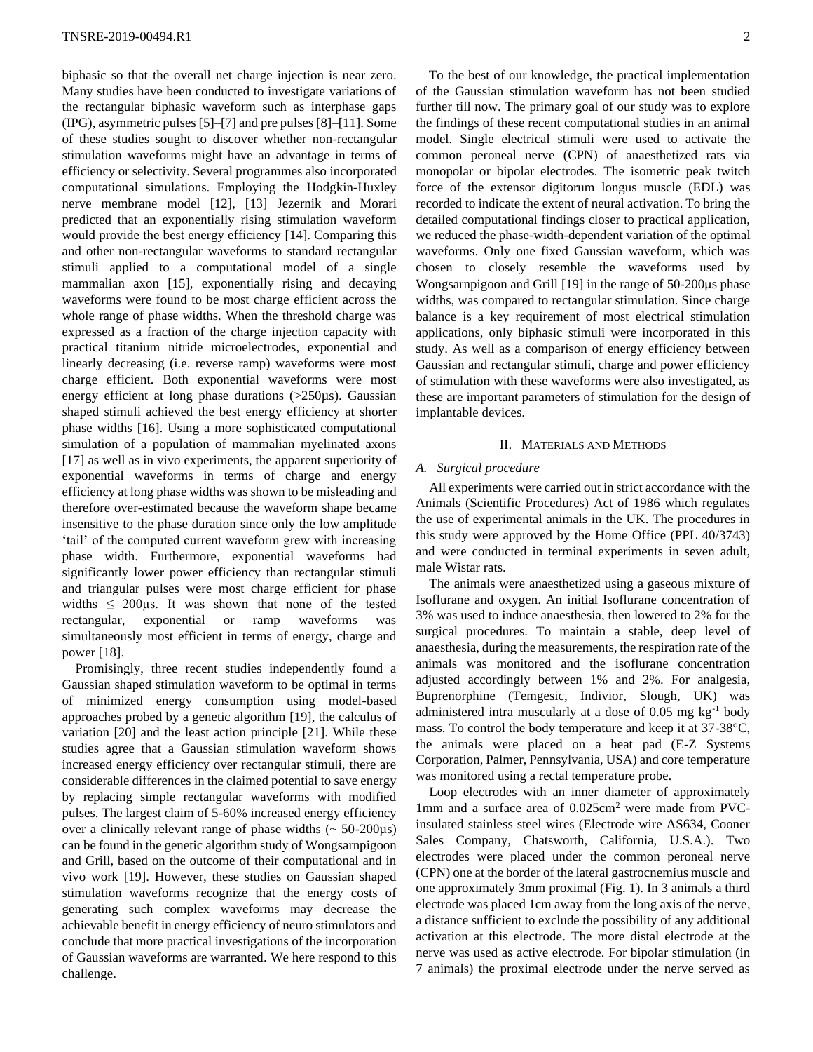biphasic so that the overall net charge injection is near zero. Many studies have been conducted to investigate variations of the rectangular biphasic waveform such as interphase gaps (IPG), asymmetric pulses [5]–[7] and pre pulses [8]–[11]. Some of these studies sought to discover whether non-rectangular stimulation waveforms might have an advantage in terms of efficiency or selectivity. Several programmes also incorporated computational simulations. Employing the Hodgkin-Huxley nerve membrane model [12], [13] Jezernik and Morari predicted that an exponentially rising stimulation waveform would provide the best energy efficiency [14]. Comparing this and other non-rectangular waveforms to standard rectangular stimuli applied to a computational model of a single mammalian axon [15], exponentially rising and decaying waveforms were found to be most charge efficient across the whole range of phase widths. When the threshold charge was expressed as a fraction of the charge injection capacity with practical titanium nitride microelectrodes, exponential and linearly decreasing (i.e. reverse ramp) waveforms were most charge efficient. Both exponential waveforms were most energy efficient at long phase durations (>250µs). Gaussian shaped stimuli achieved the best energy efficiency at shorter phase widths [16]. Using a more sophisticated computational simulation of a population of mammalian myelinated axons [17] as well as in vivo experiments, the apparent superiority of exponential waveforms in terms of charge and energy efficiency at long phase widths was shown to be misleading and therefore over-estimated because the waveform shape became insensitive to the phase duration since only the low amplitude 'tail' of the computed current waveform grew with increasing phase width. Furthermore, exponential waveforms had significantly lower power efficiency than rectangular stimuli and triangular pulses were most charge efficient for phase widths ≤ 200µs. It was shown that none of the tested rectangular, exponential or ramp waveforms was simultaneously most efficient in terms of energy, charge and power [18].

Promisingly, three recent studies independently found a Gaussian shaped stimulation waveform to be optimal in terms of minimized energy consumption using model-based approaches probed by a genetic algorithm [19], the calculus of variation [20] and the least action principle [21]. While these studies agree that a Gaussian stimulation waveform shows increased energy efficiency over rectangular stimuli, there are considerable differences in the claimed potential to save energy by replacing simple rectangular waveforms with modified pulses. The largest claim of 5-60% increased energy efficiency over a clinically relevant range of phase widths (~ 50-200µs) can be found in the genetic algorithm study of Wongsarnpigoon and Grill, based on the outcome of their computational and in vivo work [19]. However, these studies on Gaussian shaped stimulation waveforms recognize that the energy costs of generating such complex waveforms may decrease the achievable benefit in energy efficiency of neuro stimulators and conclude that more practical investigations of the incorporation of Gaussian waveforms are warranted. We here respond to this challenge.

To the best of our knowledge, the practical implementation of the Gaussian stimulation waveform has not been studied further till now. The primary goal of our study was to explore the findings of these recent computational studies in an animal model. Single electrical stimuli were used to activate the common peroneal nerve (CPN) of anaesthetized rats via monopolar or bipolar electrodes. The isometric peak twitch force of the extensor digitorum longus muscle (EDL) was recorded to indicate the extent of neural activation. To bring the detailed computational findings closer to practical application, we reduced the phase-width-dependent variation of the optimal waveforms. Only one fixed Gaussian waveform, which was chosen to closely resemble the waveforms used by Wongsarnpigoon and Grill [19] in the range of 50-200µs phase widths, was compared to rectangular stimulation. Since charge balance is a key requirement of most electrical stimulation applications, only biphasic stimuli were incorporated in this study. As well as a comparison of energy efficiency between Gaussian and rectangular stimuli, charge and power efficiency of stimulation with these waveforms were also investigated, as these are important parameters of stimulation for the design of implantable devices.

## II. Materials and Methods

### A. Surgical procedure

All experiments were carried out in strict accordance with the Animals (Scientific Procedures) Act of 1986 which regulates the use of experimental animals in the UK. The procedures in this study were approved by the Home Office (PPL 40/3743) and were conducted in terminal experiments in seven adult, male Wistar rats.

The animals were anaesthetized using a gaseous mixture of Isoflurane and oxygen. An initial Isoflurane concentration of 3% was used to induce anaesthesia, then lowered to 2% for the surgical procedures. To maintain a stable, deep level of anaesthesia, during the measurements, the respiration rate of the animals was monitored and the isoflurane concentration adjusted accordingly between 1% and 2%. For analgesia, Buprenorphine (Temgesic, Indivior, Slough, UK) was administered intra muscularly at a dose of 0.05 mg $kg^{-1}$ body mass. To control the body temperature and keep it at 37-38°C, the animals were placed on a heat pad (E-Z Systems Corporation, Palmer, Pennsylvania, USA) and core temperature was monitored using a rectal temperature probe.

Loop electrodes with an inner diameter of approximately 1mm and a surface area of $0.025cm^2$ were made from PVC-insulated stainless steel wires (Electrode wire AS634, Cooner Sales Company, Chatsworth, California, U.S.A.). Two electrodes were placed under the common peroneal nerve (CPN) one at the border of the lateral gastrocnemius muscle and one approximately 3mm proximal (Fig. 1). In 3 animals a third electrode was placed 1cm away from the long axis of the nerve, a distance sufficient to exclude the possibility of any additional activation at this electrode. The more distal electrode at the nerve was used as active electrode. For bipolar stimulation (in 7 animals) the proximal electrode under the nerve served as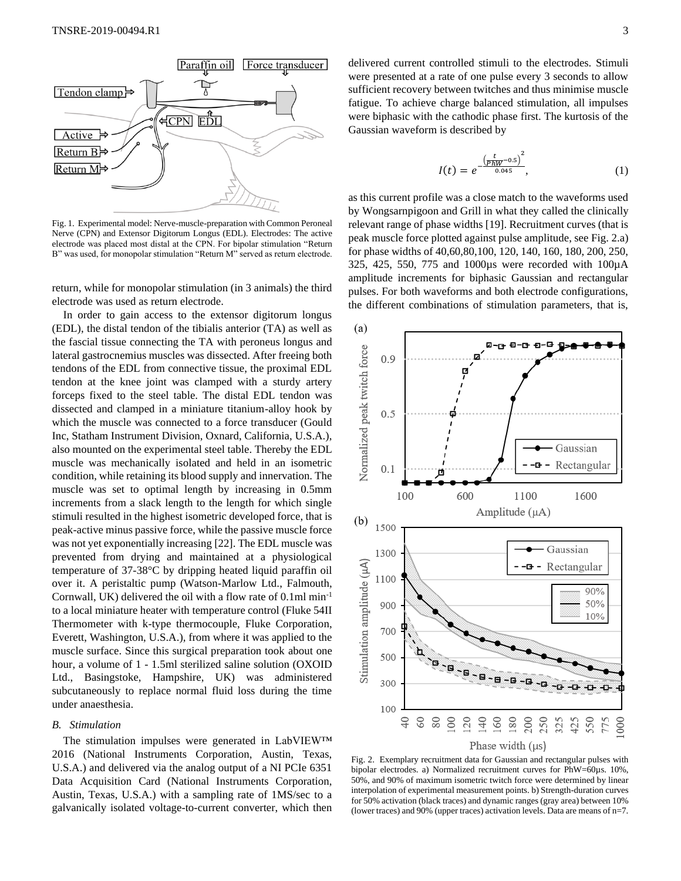Fig. 1. Experimental model: Nerve-muscle-preparation with Common Peroneal Nerve (CPN) and Extensor Digitorum Longus (EDL). Electrodes: The active electrode was placed most distal at the CPN. For bipolar stimulation "Return B" was used, for monopolar stimulation "Return M" served as return electrode.

return, while for monopolar stimulation (in 3 animals) the third electrode was used as return electrode.

In order to gain access to the extensor digitorum longus (EDL), the distal tendon of the tibialis anterior (TA) as well as the fascial tissue connecting the TA with peroneus longus and lateral gastrocnemius muscles was dissected. After freeing both tendons of the EDL from connective tissue, the proximal EDL tendon at the knee joint was clamped with a sturdy artery forceps fixed to the steel table. The distal EDL tendon was dissected and clamped in a miniature titanium-alloy hook by which the muscle was connected to a force transducer (Gould Inc, Statham Instrument Division, Oxnard, California, U.S.A.), also mounted on the experimental steel table. Thereby the EDL muscle was mechanically isolated and held in an isometric condition, while retaining its blood supply and innervation. The muscle was set to optimal length by increasing in 0.5mm increments from a slack length to the length for which single stimuli resulted in the highest isometric developed force, that is peak-active minus passive force, while the passive muscle force was not yet exponentially increasing [22]. The EDL muscle was prevented from drying and maintained at a physiological temperature of 37-38°C by dripping heated liquid paraffin oil over it. A peristaltic pump (Watson-Marlow Ltd., Falmouth, Cornwall, UK) delivered the oil with a flow rate of 0.1ml min$^{-1}$ to a local miniature heater with temperature control (Fluke 54II Thermometer with k-type thermocouple, Fluke Corporation, Everett, Washington, U.S.A.), from where it was applied to the muscle surface. Since this surgical preparation took about one hour, a volume of 1 - 1.5ml sterilized saline solution (OXOID Ltd., Basingstoke, Hampshire, UK) was administered subcutaneously to replace normal fluid loss during the time under anaesthesia.

### B. Stimulation

The stimulation impulses were generated in LabVIEW™ 2016 (National Instruments Corporation, Austin, Texas, U.S.A.) and delivered via the analog output of a NI PCIe 6351 Data Acquisition Card (National Instruments Corporation, Austin, Texas, U.S.A.) with a sampling rate of 1MS/sec to a galvanically isolated voltage-to-current converter, which then delivered current controlled stimuli to the electrodes. Stimuli were presented at a rate of one pulse every 3 seconds to allow sufficient recovery between twitches and thus minimise muscle fatigue. To achieve charge balanced stimulation, all impulses were biphasic with the cathodic phase first. The kurtosis of the Gaussian waveform is described by

$$I(t) = e^{-\frac{\left(\frac{t}{PhW}-0.5\right)^2}{0.045}}, \tag{1}$$

as this current profile was a close match to the waveforms used by Wongsarnpigoon and Grill in what they called the clinically relevant range of phase widths [19]. Recruitment curves (that is peak muscle force plotted against pulse amplitude, see Fig. 2.a) for phase widths of 40,60,80,100, 120, 140, 160, 180, 200, 250, 325, 425, 550, 775 and 1000µs were recorded with 100µA amplitude increments for biphasic Gaussian and rectangular pulses. For both waveforms and both electrode configurations, the different combinations of stimulation parameters, that is,

Fig. 2. Exemplary recruitment data for Gaussian and rectangular pulses with bipolar electrodes. a) Normalized recruitment curves for PhW=60µs. 10%, 50%, and 90% of maximum isometric twitch force were determined by linear interpolation of experimental measurement points. b) Strength-duration curves for 50% activation (black traces) and dynamic ranges (gray area) between 10% (lower traces) and 90% (upper traces) activation levels. Data are means of n=7.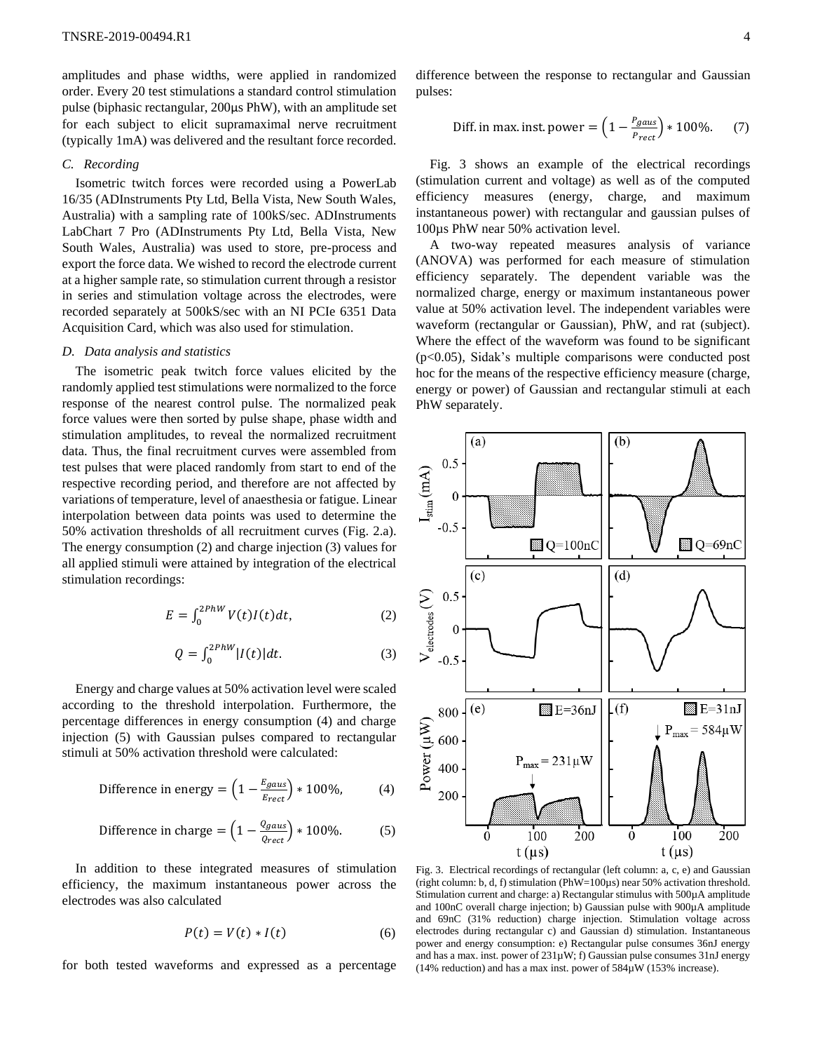amplitudes and phase widths, were applied in randomized order. Every 20 test stimulations a standard control stimulation pulse (biphasic rectangular, 200µs PhW), with an amplitude set for each subject to elicit supramaximal nerve recruitment (typically 1mA) was delivered and the resultant force recorded.

### *C. Recording*

Isometric twitch forces were recorded using a PowerLab 16/35 (ADInstruments Pty Ltd, Bella Vista, New South Wales, Australia) with a sampling rate of 100kS/sec. ADInstruments LabChart 7 Pro (ADInstruments Pty Ltd, Bella Vista, New South Wales, Australia) was used to store, pre-process and export the force data. We wished to record the electrode current at a higher sample rate, so stimulation current through a resistor in series and stimulation voltage across the electrodes, were recorded separately at 500kS/sec with an NI PCIe 6351 Data Acquisition Card, which was also used for stimulation.

### *D. Data analysis and statistics*

The isometric peak twitch force values elicited by the randomly applied test stimulations were normalized to the force response of the nearest control pulse. The normalized peak force values were then sorted by pulse shape, phase width and stimulation amplitudes, to reveal the normalized recruitment data. Thus, the final recruitment curves were assembled from test pulses that were placed randomly from start to end of the respective recording period, and therefore are not affected by variations of temperature, level of anaesthesia or fatigue. Linear interpolation between data points was used to determine the 50% activation thresholds of all recruitment curves (Fig. 2.a). The energy consumption (2) and charge injection (3) values for all applied stimuli were attained by integration of the electrical stimulation recordings:

$$E = \int_0^{2PhW} V(t)I(t)dt, \tag{2}$$

$$Q = \int_0^{2PhW} |I(t)|dt. \tag{3}$$

Energy and charge values at 50% activation level were scaled according to the threshold interpolation. Furthermore, the percentage differences in energy consumption (4) and charge injection (5) with Gaussian pulses compared to rectangular stimuli at 50% activation threshold were calculated:

$$\text{Difference in energy} = \left(1 - \frac{E_{gaus}}{E_{rect}}\right) * 100\%, \tag{4}$$

$$\text{Difference in charge} = \left(1 - \frac{Q_{gaus}}{Q_{rect}}\right) * 100\%. \tag{5}$$

In addition to these integrated measures of stimulation efficiency, the maximum instantaneous power across the electrodes was also calculated

$$P(t) = V(t) * I(t) \tag{6}$$

for both tested waveforms and expressed as a percentage difference between the response to rectangular and Gaussian pulses:

$$\text{Diff. in max. inst. power} = \left(1 - \frac{P_{gaus}}{P_{rect}}\right) * 100\%. \tag{7}$$

Fig. 3 shows an example of the electrical recordings (stimulation current and voltage) as well as of the computed efficiency measures (energy, charge, and maximum instantaneous power) with rectangular and gaussian pulses of 100µs PhW near 50% activation level.

A two-way repeated measures analysis of variance (ANOVA) was performed for each measure of stimulation efficiency separately. The dependent variable was the normalized charge, energy or maximum instantaneous power value at 50% activation level. The independent variables were waveform (rectangular or Gaussian), PhW, and rat (subject). Where the effect of the waveform was found to be significant ($p<0.05$), Sidak's multiple comparisons were conducted post hoc for the means of the respective efficiency measure (charge, energy or power) of Gaussian and rectangular stimuli at each PhW separately.

Fig. 3. Electrical recordings of rectangular (left column: a, c, e) and Gaussian (right column: b, d, f) stimulation (PhW=100µs) near 50% activation threshold. Stimulation current and charge: a) Rectangular stimulus with 500µA amplitude and 100nC overall charge injection; b) Gaussian pulse with 900µA amplitude and 69nC (31% reduction) charge injection. Stimulation voltage across electrodes during rectangular c) and Gaussian d) stimulation. Instantaneous power and energy consumption: e) Rectangular pulse consumes 36nJ energy and has a max. inst. power of 231µW; f) Gaussian pulse consumes 31nJ energy (14% reduction) and has a max inst. power of 584µW (153% increase).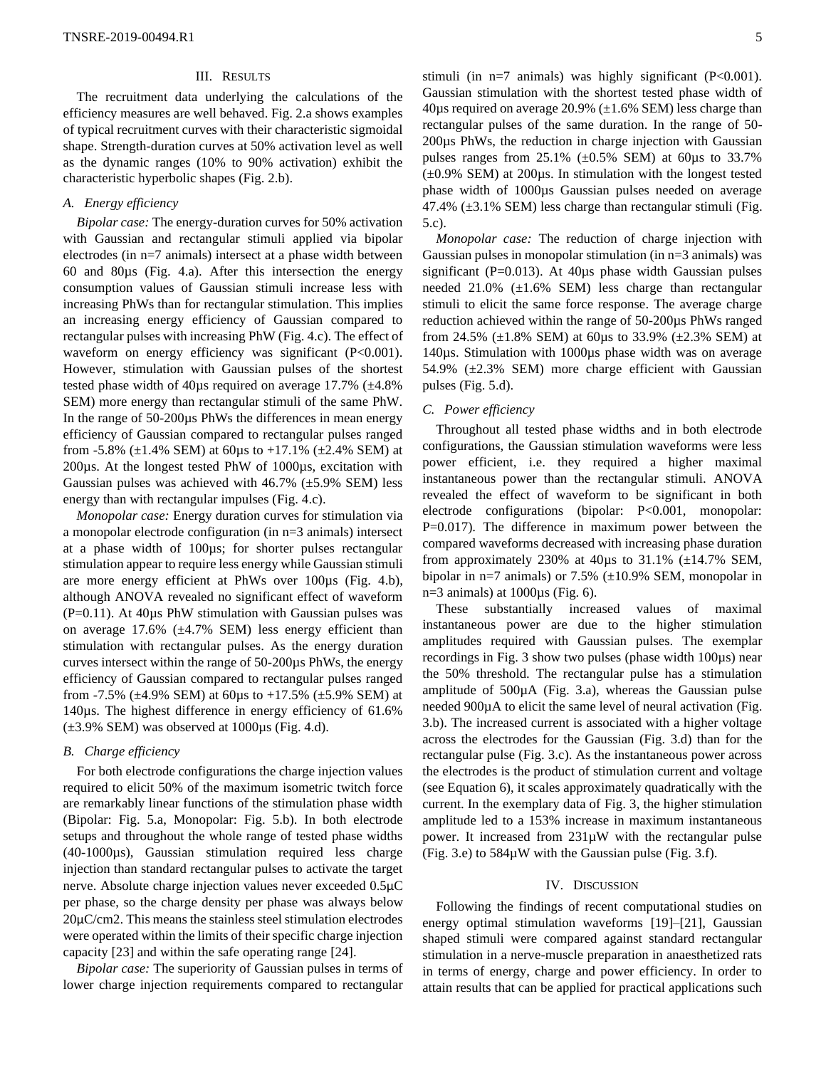## III. Results

The recruitment data underlying the calculations of the efficiency measures are well behaved. Fig. 2.a shows examples of typical recruitment curves with their characteristic sigmoidal shape. Strength-duration curves at 50% activation level as well as the dynamic ranges (10% to 90% activation) exhibit the characteristic hyperbolic shapes (Fig. 2.b).

### A. Energy efficiency

*Bipolar case:* The energy-duration curves for 50% activation with Gaussian and rectangular stimuli applied via bipolar electrodes (in n=7 animals) intersect at a phase width between 60 and 80µs (Fig. 4.a). After this intersection the energy consumption values of Gaussian stimuli increase less with increasing PhWs than for rectangular stimulation. This implies an increasing energy efficiency of Gaussian compared to rectangular pulses with increasing PhW (Fig. 4.c). The effect of waveform on energy efficiency was significant ($P<0.001$). However, stimulation with Gaussian pulses of the shortest tested phase width of 40µs required on average 17.7% (±4.8% SEM) more energy than rectangular stimuli of the same PhW. In the range of 50-200µs PhWs the differences in mean energy efficiency of Gaussian compared to rectangular pulses ranged from -5.8% (±1.4% SEM) at 60µs to +17.1% (±2.4% SEM) at 200µs. At the longest tested PhW of 1000µs, excitation with Gaussian pulses was achieved with 46.7% (±5.9% SEM) less energy than with rectangular impulses (Fig. 4.c).

*Monopolar case:* Energy duration curves for stimulation via a monopolar electrode configuration (in n=3 animals) intersect at a phase width of 100µs; for shorter pulses rectangular stimulation appear to require less energy while Gaussian stimuli are more energy efficient at PhWs over 100µs (Fig. 4.b), although ANOVA revealed no significant effect of waveform ($P=0.11$). At 40µs PhW stimulation with Gaussian pulses was on average 17.6% (±4.7% SEM) less energy efficient than stimulation with rectangular pulses. As the energy duration curves intersect within the range of 50-200µs PhWs, the energy efficiency of Gaussian compared to rectangular pulses ranged from -7.5% (±4.9% SEM) at 60µs to +17.5% (±5.9% SEM) at 140µs. The highest difference in energy efficiency of 61.6% (±3.9% SEM) was observed at 1000µs (Fig. 4.d).

### B. Charge efficiency

For both electrode configurations the charge injection values required to elicit 50% of the maximum isometric twitch force are remarkably linear functions of the stimulation phase width (Bipolar: Fig. 5.a, Monopolar: Fig. 5.b). In both electrode setups and throughout the whole range of tested phase widths (40-1000µs), Gaussian stimulation required less charge injection than standard rectangular pulses to activate the target nerve. Absolute charge injection values never exceeded 0.5µC per phase, so the charge density per phase was always below 20µC/cm2. This means the stainless steel stimulation electrodes were operated within the limits of their specific charge injection capacity [23] and within the safe operating range [24].

*Bipolar case:* The superiority of Gaussian pulses in terms of lower charge injection requirements compared to rectangular stimuli (in n=7 animals) was highly significant ($P<0.001$). Gaussian stimulation with the shortest tested phase width of 40µs required on average 20.9% (±1.6% SEM) less charge than rectangular pulses of the same duration. In the range of 50-200µs PhWs, the reduction in charge injection with Gaussian pulses ranges from 25.1% (±0.5% SEM) at 60µs to 33.7% (±0.9% SEM) at 200µs. In stimulation with the longest tested phase width of 1000µs Gaussian pulses needed on average 47.4% (±3.1% SEM) less charge than rectangular stimuli (Fig. 5.c).

*Monopolar case:* The reduction of charge injection with Gaussian pulses in monopolar stimulation (in n=3 animals) was significant ($P=0.013$). At 40µs phase width Gaussian pulses needed 21.0% (±1.6% SEM) less charge than rectangular stimuli to elicit the same force response. The average charge reduction achieved within the range of 50-200µs PhWs ranged from 24.5% (±1.8% SEM) at 60µs to 33.9% (±2.3% SEM) at 140µs. Stimulation with 1000µs phase width was on average 54.9% (±2.3% SEM) more charge efficient with Gaussian pulses (Fig. 5.d).

### C. Power efficiency

Throughout all tested phase widths and in both electrode configurations, the Gaussian stimulation waveforms were less power efficient, i.e. they required a higher maximal instantaneous power than the rectangular stimuli. ANOVA revealed the effect of waveform to be significant in both electrode configurations (bipolar: $P<0.001$, monopolar: $P=0.017$). The difference in maximum power between the compared waveforms decreased with increasing phase duration from approximately 230% at 40µs to 31.1% (±14.7% SEM, bipolar in n=7 animals) or 7.5% (±10.9% SEM, monopolar in n=3 animals) at 1000µs (Fig. 6).

These substantially increased values of maximal instantaneous power are due to the higher stimulation amplitudes required with Gaussian pulses. The exemplar recordings in Fig. 3 show two pulses (phase width 100µs) near the 50% threshold. The rectangular pulse has a stimulation amplitude of 500µA (Fig. 3.a), whereas the Gaussian pulse needed 900µA to elicit the same level of neural activation (Fig. 3.b). The increased current is associated with a higher voltage across the electrodes for the Gaussian (Fig. 3.d) than for the rectangular pulse (Fig. 3.c). As the instantaneous power across the electrodes is the product of stimulation current and voltage (see Equation 6), it scales approximately quadratically with the current. In the exemplary data of Fig. 3, the higher stimulation amplitude led to a 153% increase in maximum instantaneous power. It increased from 231µW with the rectangular pulse (Fig. 3.e) to 584µW with the Gaussian pulse (Fig. 3.f).

## IV. Discussion

Following the findings of recent computational studies on energy optimal stimulation waveforms [19]–[21], Gaussian shaped stimuli were compared against standard rectangular stimulation in a nerve-muscle preparation in anaesthetized rats in terms of energy, charge and power efficiency. In order to attain results that can be applied for practical applications such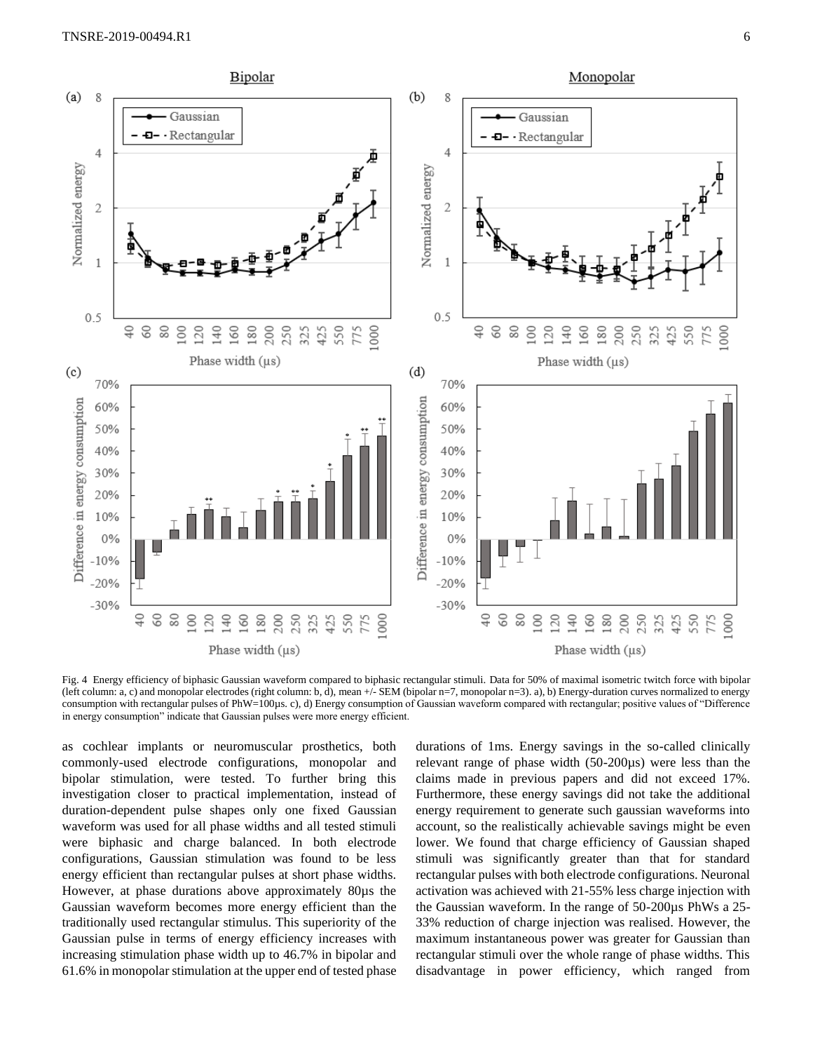Fig. 4 Energy efficiency of biphasic Gaussian waveform compared to biphasic rectangular stimuli. Data for 50% of maximal isometric twitch force with bipolar (left column: a, c) and monopolar electrodes (right column: b, d), mean +/- SEM (bipolar n=7, monopolar n=3). a), b) Energy-duration curves normalized to energy consumption with rectangular pulses of PhW=100µs. c), d) Energy consumption of Gaussian waveform compared with rectangular; positive values of "Difference in energy consumption" indicate that Gaussian pulses were more energy efficient.

as cochlear implants or neuromuscular prosthetics, both commonly-used electrode configurations, monopolar and bipolar stimulation, were tested. To further bring this investigation closer to practical implementation, instead of duration-dependent pulse shapes only one fixed Gaussian waveform was used for all phase widths and all tested stimuli were biphasic and charge balanced. In both electrode configurations, Gaussian stimulation was found to be less energy efficient than rectangular pulses at short phase widths. However, at phase durations above approximately 80µs the Gaussian waveform becomes more energy efficient than the traditionally used rectangular stimulus. This superiority of the Gaussian pulse in terms of energy efficiency increases with increasing stimulation phase width up to 46.7% in bipolar and 61.6% in monopolar stimulation at the upper end of tested phase durations of 1ms. Energy savings in the so-called clinically relevant range of phase width (50-200µs) were less than the claims made in previous papers and did not exceed 17%. Furthermore, these energy savings did not take the additional energy requirement to generate such gaussian waveforms into account, so the realistically achievable savings might be even lower. We found that charge efficiency of Gaussian shaped stimuli was significantly greater than that for standard rectangular pulses with both electrode configurations. Neuronal activation was achieved with 21-55% less charge injection with the Gaussian waveform. In the range of 50-200µs PhWs a 25-33% reduction of charge injection was realised. However, the maximum instantaneous power was greater for Gaussian than rectangular stimuli over the whole range of phase widths. This disadvantage in power efficiency, which ranged from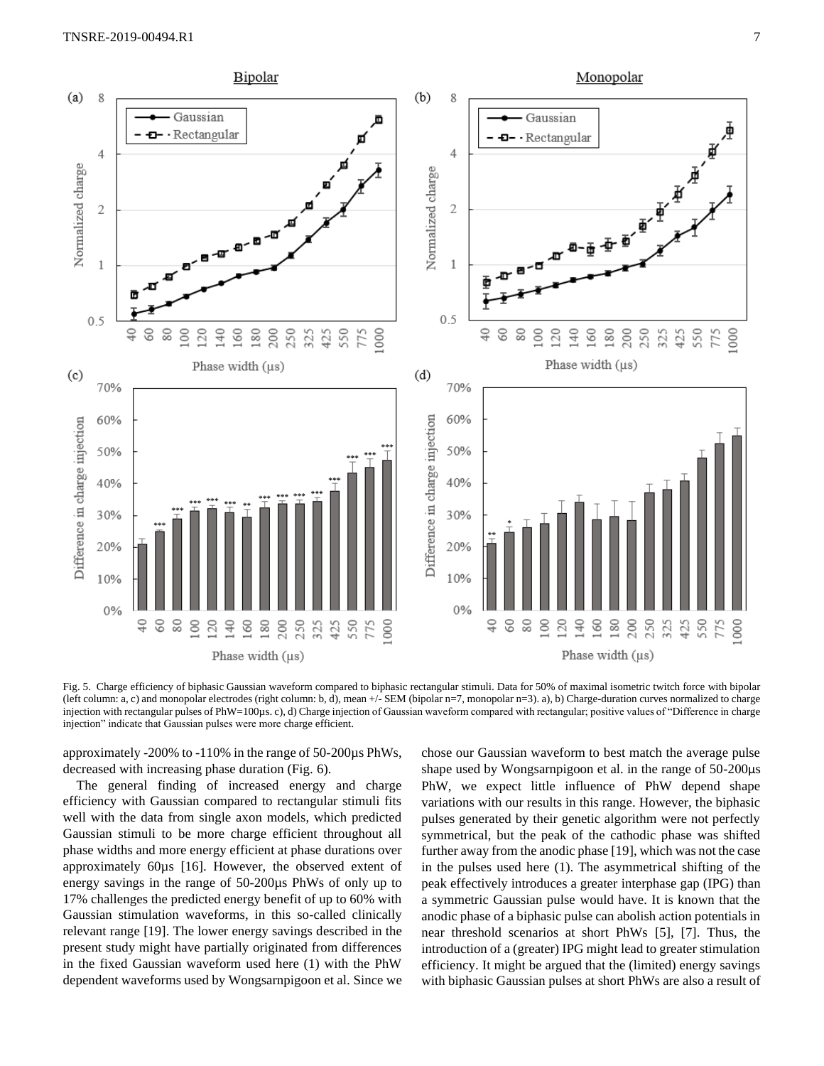Fig. 5. Charge efficiency of biphasic Gaussian waveform compared to biphasic rectangular stimuli. Data for 50% of maximal isometric twitch force with bipolar (left column: a, c) and monopolar electrodes (right column: b, d), mean +/- SEM (bipolar n=7, monopolar n=3). a), b) Charge-duration curves normalized to charge injection with rectangular pulses of PhW=100µs. c), d) Charge injection of Gaussian waveform compared with rectangular; positive values of "Difference in charge injection" indicate that Gaussian pulses were more charge efficient.

approximately -200% to -110% in the range of 50-200µs PhWs, decreased with increasing phase duration (Fig. 6).

The general finding of increased energy and charge efficiency with Gaussian compared to rectangular stimuli fits well with the data from single axon models, which predicted Gaussian stimuli to be more charge efficient throughout all phase widths and more energy efficient at phase durations over approximately 60µs [16]. However, the observed extent of energy savings in the range of 50-200µs PhWs of only up to 17% challenges the predicted energy benefit of up to 60% with Gaussian stimulation waveforms, in this so-called clinically relevant range [19]. The lower energy savings described in the present study might have partially originated from differences in the fixed Gaussian waveform used here (1) with the PhW dependent waveforms used by Wongsarnpigoon et al. Since we chose our Gaussian waveform to best match the average pulse shape used by Wongsarnpigoon et al. in the range of 50-200µs PhW, we expect little influence of PhW depend shape variations with our results in this range. However, the biphasic pulses generated by their genetic algorithm were not perfectly symmetrical, but the peak of the cathodic phase was shifted further away from the anodic phase [19], which was not the case in the pulses used here (1). The asymmetrical shifting of the peak effectively introduces a greater interphase gap (IPG) than a symmetric Gaussian pulse would have. It is known that the anodic phase of a biphasic pulse can abolish action potentials in near threshold scenarios at short PhWs [5], [7]. Thus, the introduction of a (greater) IPG might lead to greater stimulation efficiency. It might be argued that the (limited) energy savings with biphasic Gaussian pulses at short PhWs are also a result of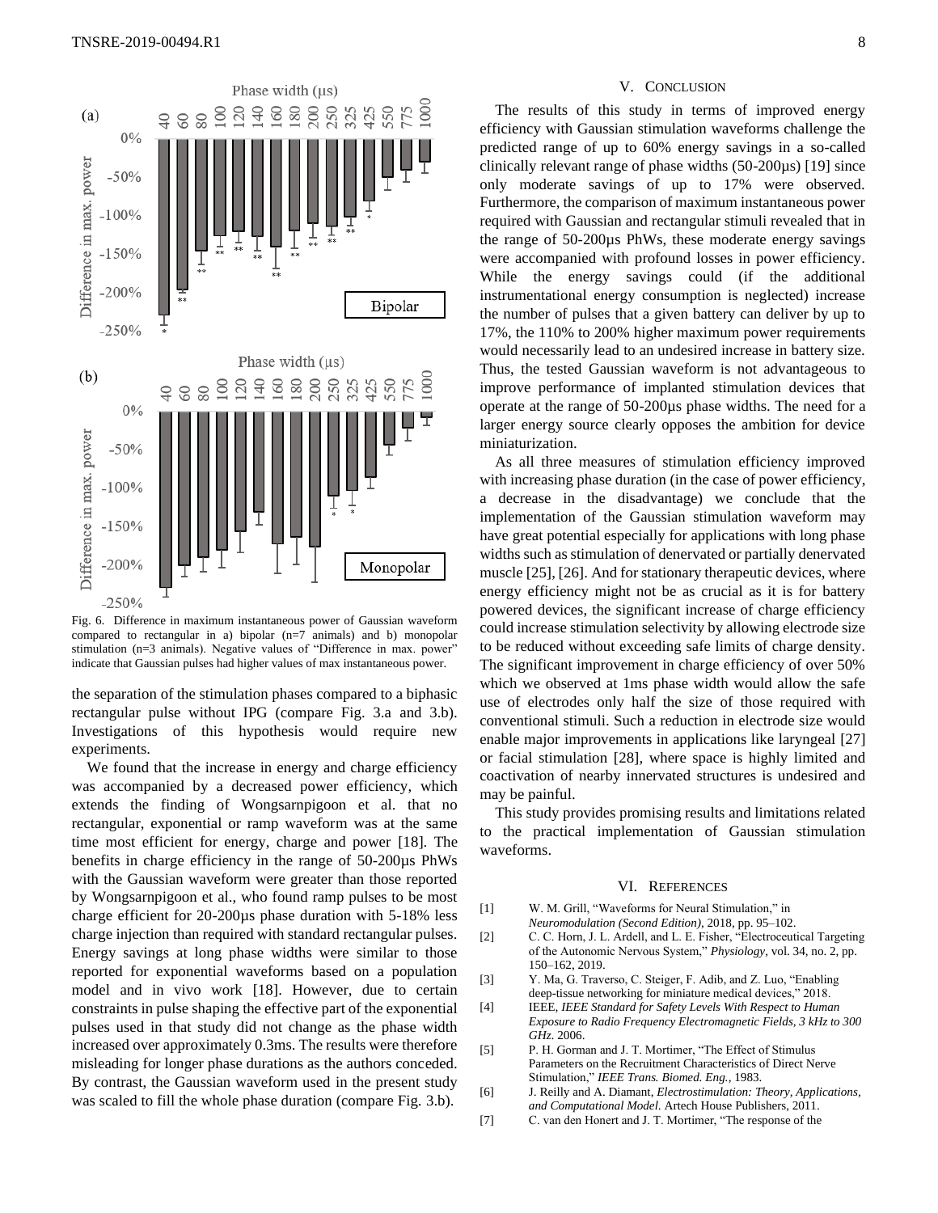Fig. 6. Difference in maximum instantaneous power of Gaussian waveform compared to rectangular in a) bipolar (n=7 animals) and b) monopolar stimulation (n=3 animals). Negative values of "Difference in max. power" indicate that Gaussian pulses had higher values of max instantaneous power.

the separation of the stimulation phases compared to a biphasic rectangular pulse without IPG (compare Fig. 3.a and 3.b). Investigations of this hypothesis would require new experiments.

We found that the increase in energy and charge efficiency was accompanied by a decreased power efficiency, which extends the finding of Wongsarnpigoon et al. that no rectangular, exponential or ramp waveform was at the same time most efficient for energy, charge and power [18]. The benefits in charge efficiency in the range of 50-200µs PhWs with the Gaussian waveform were greater than those reported by Wongsarnpigoon et al., who found ramp pulses to be most charge efficient for 20-200µs phase duration with 5-18% less charge injection than required with standard rectangular pulses. Energy savings at long phase widths were similar to those reported for exponential waveforms based on a population model and in vivo work [18]. However, due to certain constraints in pulse shaping the effective part of the exponential pulses used in that study did not change as the phase width increased over approximately 0.3ms. The results were therefore misleading for longer phase durations as the authors conceded. By contrast, the Gaussian waveform used in the present study was scaled to fill the whole phase duration (compare Fig. 3.b).

## V. Conclusion

The results of this study in terms of improved energy efficiency with Gaussian stimulation waveforms challenge the predicted range of up to 60% energy savings in a so-called clinically relevant range of phase widths (50-200µs) [19] since only moderate savings of up to 17% were observed. Furthermore, the comparison of maximum instantaneous power required with Gaussian and rectangular stimuli revealed that in the range of 50-200µs PhWs, these moderate energy savings were accompanied with profound losses in power efficiency. While the energy savings could (if the additional instrumentational energy consumption is neglected) increase the number of pulses that a given battery can deliver by up to 17%, the 110% to 200% higher maximum power requirements would necessarily lead to an undesired increase in battery size. Thus, the tested Gaussian waveform is not advantageous to improve performance of implanted stimulation devices that operate at the range of 50-200µs phase widths. The need for a larger energy source clearly opposes the ambition for device miniaturization.

As all three measures of stimulation efficiency improved with increasing phase duration (in the case of power efficiency, a decrease in the disadvantage) we conclude that the implementation of the Gaussian stimulation waveform may have great potential especially for applications with long phase widths such as stimulation of denervated or partially denervated muscle [25], [26]. And for stationary therapeutic devices, where energy efficiency might not be as crucial as it is for battery powered devices, the significant increase of charge efficiency could increase stimulation selectivity by allowing electrode size to be reduced without exceeding safe limits of charge density. The significant improvement in charge efficiency of over 50% which we observed at 1ms phase width would allow the safe use of electrodes only half the size of those required with conventional stimuli. Such a reduction in electrode size would enable major improvements in applications like laryngeal [27] or facial stimulation [28], where space is highly limited and coactivation of nearby innervated structures is undesired and may be painful.

This study provides promising results and limitations related to the practical implementation of Gaussian stimulation waveforms.

## VI. References

[1] W. M. Grill, "Waveforms for Neural Stimulation," in *Neuromodulation (Second Edition)*, 2018, pp. 95–102.

[2] C. C. Horn, J. L. Ardell, and L. E. Fisher, "Electroceutical Targeting of the Autonomic Nervous System," *Physiology*, vol. 34, no. 2, pp. 150–162, 2019.

[3] Y. Ma, G. Traverso, C. Steiger, F. Adib, and Z. Luo, "Enabling deep-tissue networking for miniature medical devices," 2018.

[4] IEEE, *IEEE Standard for Safety Levels With Respect to Human Exposure to Radio Frequency Electromagnetic Fields, 3 kHz to 300 GHz*. 2006.

[5] P. H. Gorman and J. T. Mortimer, "The Effect of Stimulus Parameters on the Recruitment Characteristics of Direct Nerve Stimulation," *IEEE Trans. Biomed. Eng.*, 1983.

[6] J. Reilly and A. Diamant, *Electrostimulation: Theory, Applications, and Computational Model*. Artech House Publishers, 2011.

[7] C. van den Honert and J. T. Mortimer, "The response of the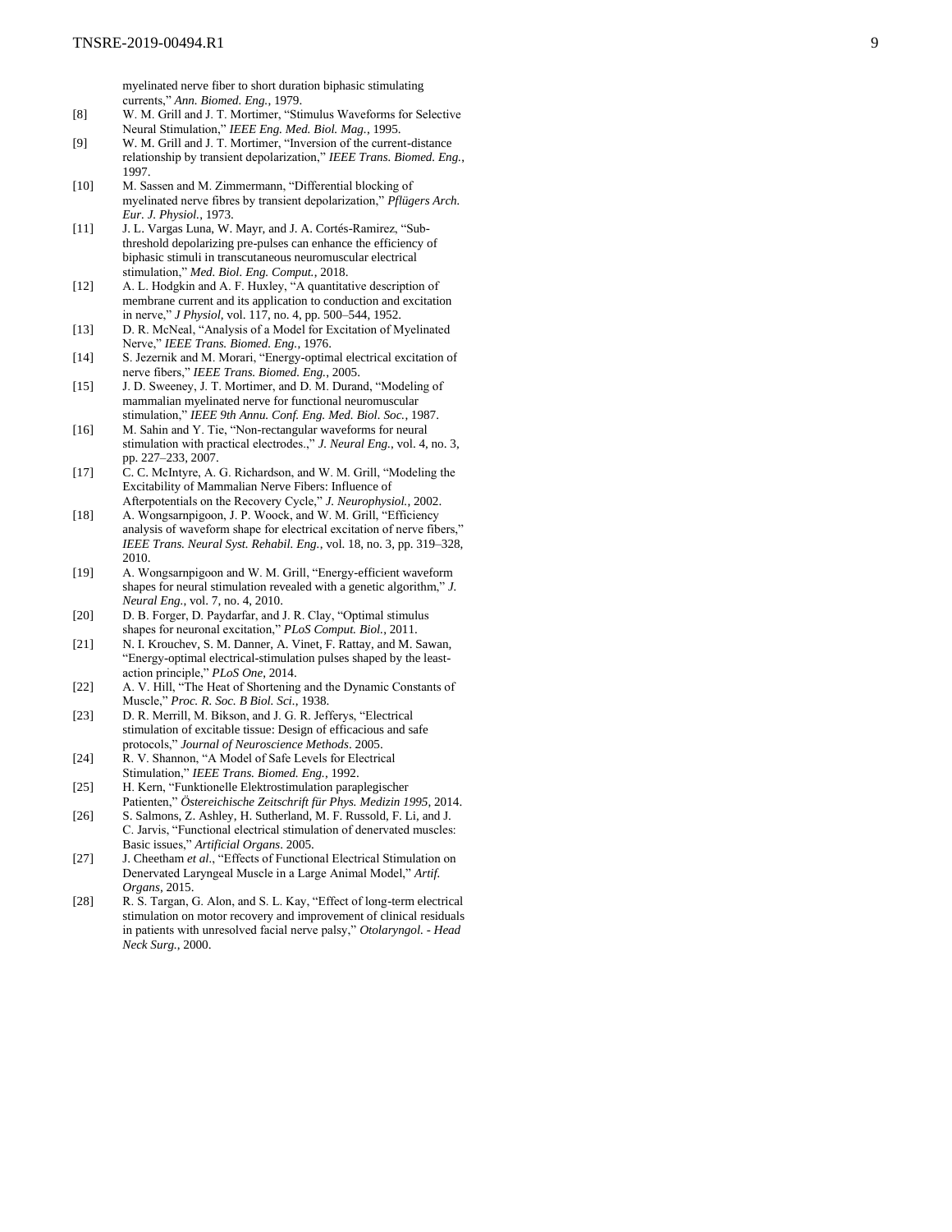myelinated nerve fiber to short duration biphasic stimulating currents," *Ann. Biomed. Eng.*, 1979.

[8] W. M. Grill and J. T. Mortimer, "Stimulus Waveforms for Selective Neural Stimulation," *IEEE Eng. Med. Biol. Mag.*, 1995.

[9] W. M. Grill and J. T. Mortimer, "Inversion of the current-distance relationship by transient depolarization," *IEEE Trans. Biomed. Eng.*, 1997.

[10] M. Sassen and M. Zimmermann, "Differential blocking of myelinated nerve fibres by transient depolarization," *Pflügers Arch. Eur. J. Physiol.*, 1973.

[11] J. L. Vargas Luna, W. Mayr, and J. A. Cortés-Ramirez, "Sub-threshold depolarizing pre-pulses can enhance the efficiency of biphasic stimuli in transcutaneous neuromuscular electrical stimulation," *Med. Biol. Eng. Comput.*, 2018.

[12] A. L. Hodgkin and A. F. Huxley, "A quantitative description of membrane current and its application to conduction and excitation in nerve," *J Physiol*, vol. 117, no. 4, pp. 500–544, 1952.

[13] D. R. McNeal, "Analysis of a Model for Excitation of Myelinated Nerve," *IEEE Trans. Biomed. Eng.*, 1976.

[14] S. Jezernik and M. Morari, "Energy-optimal electrical excitation of nerve fibers," *IEEE Trans. Biomed. Eng.*, 2005.

[15] J. D. Sweeney, J. T. Mortimer, and D. M. Durand, "Modeling of mammalian myelinated nerve for functional neuromuscular stimulation," *IEEE 9th Annu. Conf. Eng. Med. Biol. Soc.*, 1987.

[16] M. Sahin and Y. Tie, "Non-rectangular waveforms for neural stimulation with practical electrodes.," *J. Neural Eng.*, vol. 4, no. 3, pp. 227–233, 2007.

[17] C. C. McIntyre, A. G. Richardson, and W. M. Grill, "Modeling the Excitability of Mammalian Nerve Fibers: Influence of Afterpotentials on the Recovery Cycle," *J. Neurophysiol.*, 2002.

[18] A. Wongsarnpigoon, J. P. Woock, and W. M. Grill, "Efficiency analysis of waveform shape for electrical excitation of nerve fibers," *IEEE Trans. Neural Syst. Rehabil. Eng.*, vol. 18, no. 3, pp. 319–328, 2010.

[19] A. Wongsarnpigoon and W. M. Grill, "Energy-efficient waveform shapes for neural stimulation revealed with a genetic algorithm," *J. Neural Eng.*, vol. 7, no. 4, 2010.

[20] D. B. Forger, D. Paydarfar, and J. R. Clay, "Optimal stimulus shapes for neuronal excitation," *PLoS Comput. Biol.*, 2011.

[21] N. I. Krouchev, S. M. Danner, A. Vinet, F. Rattay, and M. Sawan, "Energy-optimal electrical-stimulation pulses shaped by the least-action principle," *PLoS One*, 2014.

[22] A. V. Hill, "The Heat of Shortening and the Dynamic Constants of Muscle," *Proc. R. Soc. B Biol. Sci.*, 1938.

[23] D. R. Merrill, M. Bikson, and J. G. R. Jefferys, "Electrical stimulation of excitable tissue: Design of efficacious and safe protocols," *Journal of Neuroscience Methods*. 2005.

[24] R. V. Shannon, "A Model of Safe Levels for Electrical Stimulation," *IEEE Trans. Biomed. Eng.*, 1992.

[25] H. Kern, "Funktionelle Elektrostimulation paraplegischer Patienten," *Östereichische Zeitschrift für Phys. Medizin 1995*, 2014.

[26] S. Salmons, Z. Ashley, H. Sutherland, M. F. Russold, F. Li, and J. C. Jarvis, "Functional electrical stimulation of denervated muscles: Basic issues," *Artificial Organs*. 2005.

[27] J. Cheetham *et al.*, "Effects of Functional Electrical Stimulation on Denervated Laryngeal Muscle in a Large Animal Model," *Artif. Organs*, 2015.

[28] R. S. Targan, G. Alon, and S. L. Kay, "Effect of long-term electrical stimulation on motor recovery and improvement of clinical residuals in patients with unresolved facial nerve palsy," *Otolaryngol. - Head Neck Surg.*, 2000.